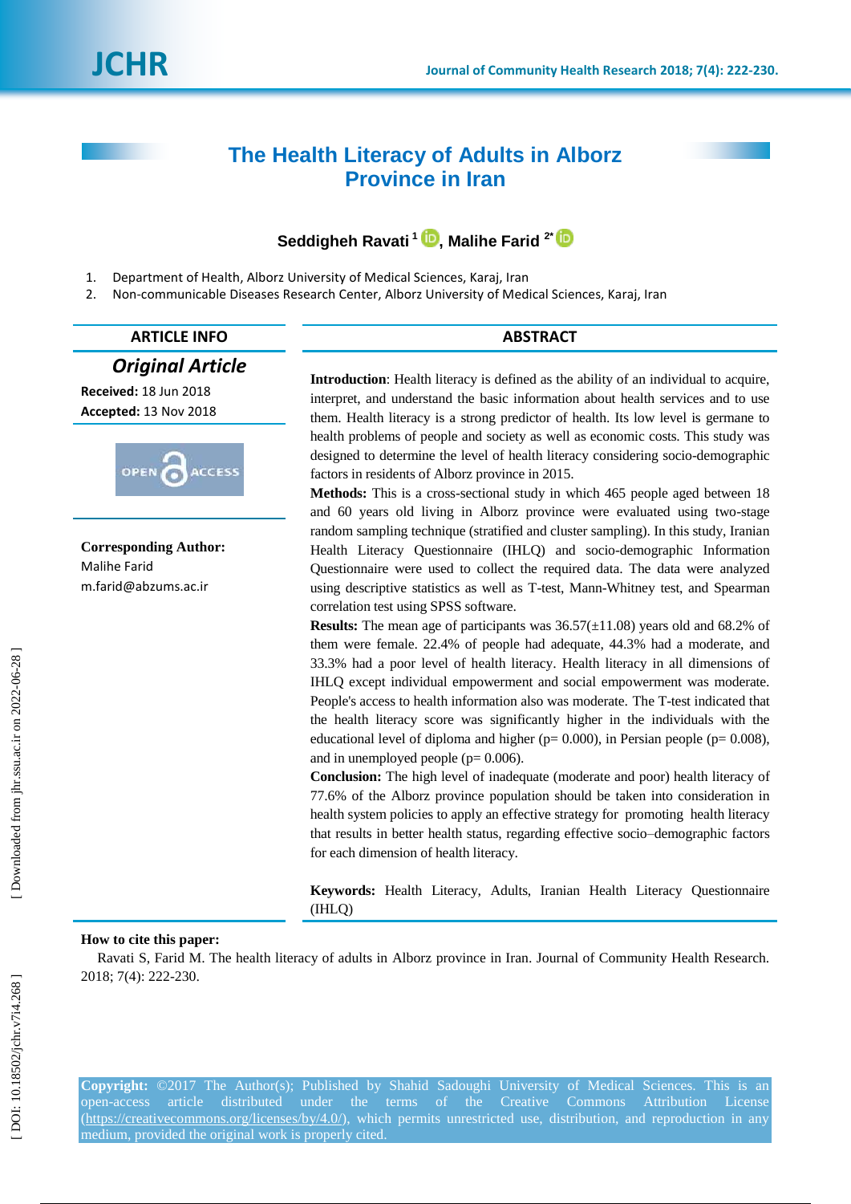# The Health Literacy of Adults in Alborz Province in Iran

**Seddigheh Ravati [1], Malihe Farid [2*]**

1. Department of Health, Alborz University of Medical Sciences, Karaj, Iran
2. Non-communicable Diseases Research Center, Alborz University of Medical Sciences, Karaj, Iran

## ARTICLE INFO

***Original Article***

**Received:** 18 Jun 2018

**Accepted:** 13 Nov 2018

**Corresponding Author:**
Malihe Farid
m.farid@abzums.ac.ir

## ABSTRACT

**Introduction**: Health literacy is defined as the ability of an individual to acquire, interpret, and understand the basic information about health services and to use them. Health literacy is a strong predictor of health. Its low level is germane to health problems of people and society as well as economic costs. This study was designed to determine the level of health literacy considering socio-demographic factors in residents of Alborz province in 2015.

**Methods:** This is a cross-sectional study in which 465 people aged between 18 and 60 years old living in Alborz province were evaluated using two-stage random sampling technique (stratified and cluster sampling). In this study, Iranian Health Literacy Questionnaire (IHLQ) and socio-demographic Information Questionnaire were used to collect the required data. The data were analyzed using descriptive statistics as well as T-test, Mann-Whitney test, and Spearman correlation test using SPSS software.

**Results:** The mean age of participants was 36.57(±11.08) years old and 68.2% of them were female. 22.4% of people had adequate, 44.3% had a moderate, and 33.3% had a poor level of health literacy. Health literacy in all dimensions of IHLQ except individual empowerment and social empowerment was moderate. People's access to health information also was moderate. The T-test indicated that the health literacy score was significantly higher in the individuals with the educational level of diploma and higher (p= 0.000), in Persian people (p= 0.008), and in unemployed people (p= 0.006).

**Conclusion:** The high level of inadequate (moderate and poor) health literacy of 77.6% of the Alborz province population should be taken into consideration in health system policies to apply an effective strategy for promoting health literacy that results in better health status, regarding effective socio–demographic factors for each dimension of health literacy.

**Keywords:** Health Literacy, Adults, Iranian Health Literacy Questionnaire (IHLQ)

**How to cite this paper:**

Ravati S, Farid M. The health literacy of adults in Alborz province in Iran. Journal of Community Health Research. 2018; 7(4): 222-230.

**Copyright:** ©2017 The Author(s); Published by Shahid Sadoughi University of Medical Sciences. This is an open-access article distributed under the terms of the Creative Commons Attribution License (https://creativecommons.org/licenses/by/4.0/), which permits unrestricted use, distribution, and reproduction in any medium, provided the original work is properly cited.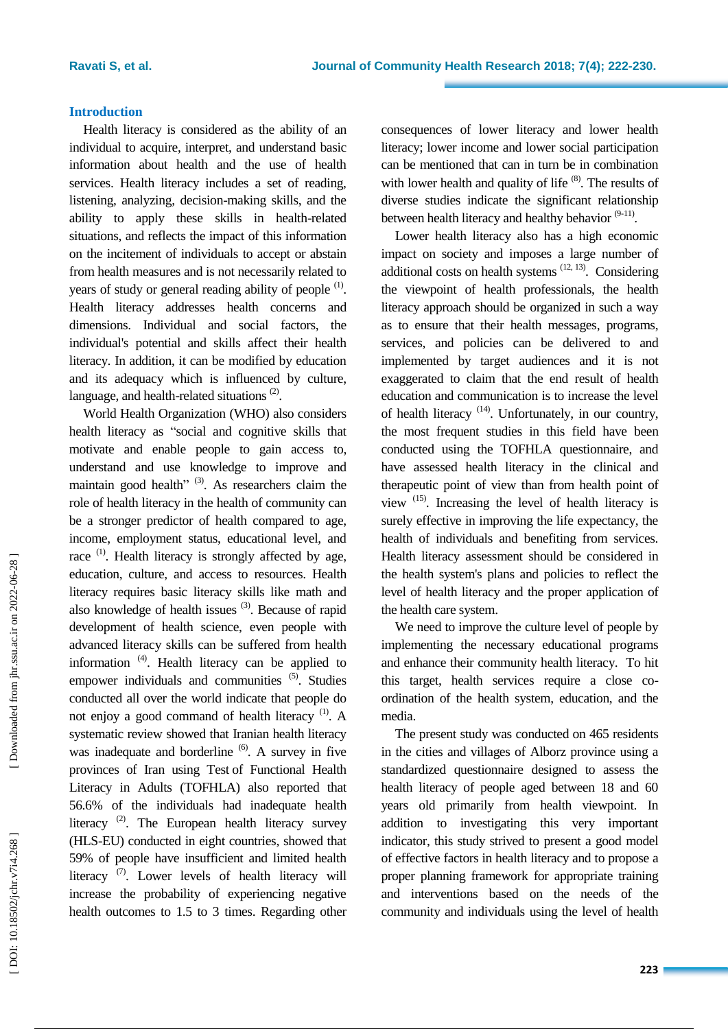## Introduction

Health literacy is considered as the ability of an individual to acquire, interpret, and understand basic information about health and the use of health services. Health literacy includes a set of reading, listening, analyzing, decision-making skills, and the ability to apply these skills in health-related situations, and reflects the impact of this information on the incitement of individuals to accept or abstain from health measures and is not necessarily related to years of study or general reading ability of people [1]. Health literacy addresses health concerns and dimensions. Individual and social factors, the individual's potential and skills affect their health literacy. In addition, it can be modified by education and its adequacy which is influenced by culture, language, and health-related situations [2].

World Health Organization (WHO) also considers health literacy as "social and cognitive skills that motivate and enable people to gain access to, understand and use knowledge to improve and maintain good health" [3]. As researchers claim the role of health literacy in the health of community can be a stronger predictor of health compared to age, income, employment status, educational level, and race [1]. Health literacy is strongly affected by age, education, culture, and access to resources. Health literacy requires basic literacy skills like math and also knowledge of health issues [3]. Because of rapid development of health science, even people with advanced literacy skills can be suffered from health information [4]. Health literacy can be applied to empower individuals and communities [5]. Studies conducted all over the world indicate that people do not enjoy a good command of health literacy [1]. A systematic review showed that Iranian health literacy was inadequate and borderline [6]. A survey in five provinces of Iran using Test of Functional Health Literacy in Adults (TOFHLA) also reported that 56.6% of the individuals had inadequate health literacy [2]. The European health literacy survey (HLS-EU) conducted in eight countries, showed that 59% of people have insufficient and limited health literacy [7]. Lower levels of health literacy will increase the probability of experiencing negative health outcomes to 1.5 to 3 times. Regarding other consequences of lower literacy and lower health literacy; lower income and lower social participation can be mentioned that can in turn be in combination with lower health and quality of life [8]. The results of diverse studies indicate the significant relationship between health literacy and healthy behavior [9-11].

Lower health literacy also has a high economic impact on society and imposes a large number of additional costs on health systems [12, 13]. Considering the viewpoint of health professionals, the health literacy approach should be organized in such a way as to ensure that their health messages, programs, services, and policies can be delivered to and implemented by target audiences and it is not exaggerated to claim that the end result of health education and communication is to increase the level of health literacy [14]. Unfortunately, in our country, the most frequent studies in this field have been conducted using the TOFHLA questionnaire, and have assessed health literacy in the clinical and therapeutic point of view than from health point of view [15]. Increasing the level of health literacy is surely effective in improving the life expectancy, the health of individuals and benefiting from services. Health literacy assessment should be considered in the health system's plans and policies to reflect the level of health literacy and the proper application of the health care system.

We need to improve the culture level of people by implementing the necessary educational programs and enhance their community health literacy. To hit this target, health services require a close co-ordination of the health system, education, and the media.

The present study was conducted on 465 residents in the cities and villages of Alborz province using a standardized questionnaire designed to assess the health literacy of people aged between 18 and 60 years old primarily from health viewpoint. In addition to investigating this very important indicator, this study strived to present a good model of effective factors in health literacy and to propose a proper planning framework for appropriate training and interventions based on the needs of the community and individuals using the level of health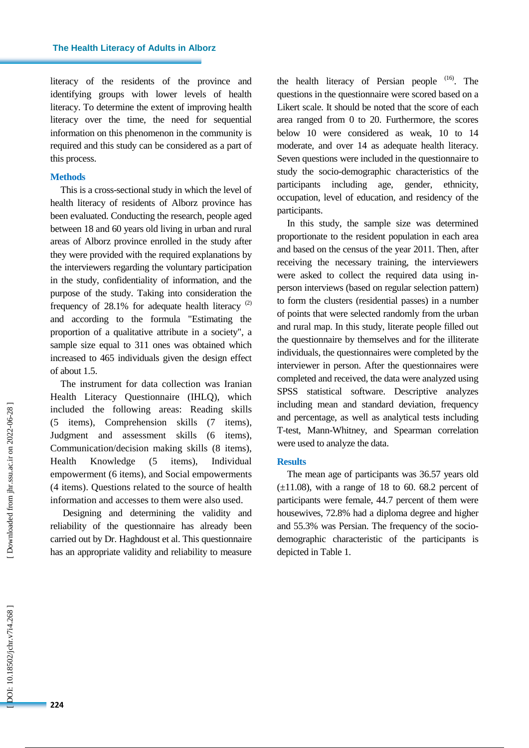literacy of the residents of the province and identifying groups with lower levels of health literacy. To determine the extent of improving health literacy over the time, the need for sequential information on this phenomenon in the community is required and this study can be considered as a part of this process.

## Methods

This is a cross-sectional study in which the level of health literacy of residents of Alborz province has been evaluated. Conducting the research, people aged between 18 and 60 years old living in urban and rural areas of Alborz province enrolled in the study after they were provided with the required explanations by the interviewers regarding the voluntary participation in the study, confidentiality of information, and the purpose of the study. Taking into consideration the frequency of 28.1% for adequate health literacy [2] and according to the formula "Estimating the proportion of a qualitative attribute in a society", a sample size equal to 311 ones was obtained which increased to 465 individuals given the design effect of about 1.5.

The instrument for data collection was Iranian Health Literacy Questionnaire (IHLQ), which included the following areas: Reading skills (5 items), Comprehension skills (7 items), Judgment and assessment skills (6 items), Communication/decision making skills (8 items), Health Knowledge (5 items), Individual empowerment (6 items), and Social empowerments (4 items). Questions related to the source of health information and accesses to them were also used.

Designing and determining the validity and reliability of the questionnaire has already been carried out by Dr. Haghdoust et al. This questionnaire has an appropriate validity and reliability to measure the health literacy of Persian people [16]. The questions in the questionnaire were scored based on a Likert scale. It should be noted that the score of each area ranged from 0 to 20. Furthermore, the scores below 10 were considered as weak, 10 to 14 moderate, and over 14 as adequate health literacy. Seven questions were included in the questionnaire to study the socio-demographic characteristics of the participants including age, gender, ethnicity, occupation, level of education, and residency of the participants.

In this study, the sample size was determined proportionate to the resident population in each area and based on the census of the year 2011. Then, after receiving the necessary training, the interviewers were asked to collect the required data using in-person interviews (based on regular selection pattern) to form the clusters (residential passes) in a number of points that were selected randomly from the urban and rural map. In this study, literate people filled out the questionnaire by themselves and for the illiterate individuals, the questionnaires were completed by the interviewer in person. After the questionnaires were completed and received, the data were analyzed using SPSS statistical software. Descriptive analyzes including mean and standard deviation, frequency and percentage, as well as analytical tests including T-test, Mann-Whitney, and Spearman correlation were used to analyze the data.

## Results

The mean age of participants was 36.57 years old (±11.08), with a range of 18 to 60. 68.2 percent of participants were female, 44.7 percent of them were housewives, 72.8% had a diploma degree and higher and 55.3% was Persian. The frequency of the socio-demographic characteristic of the participants is depicted in Table 1.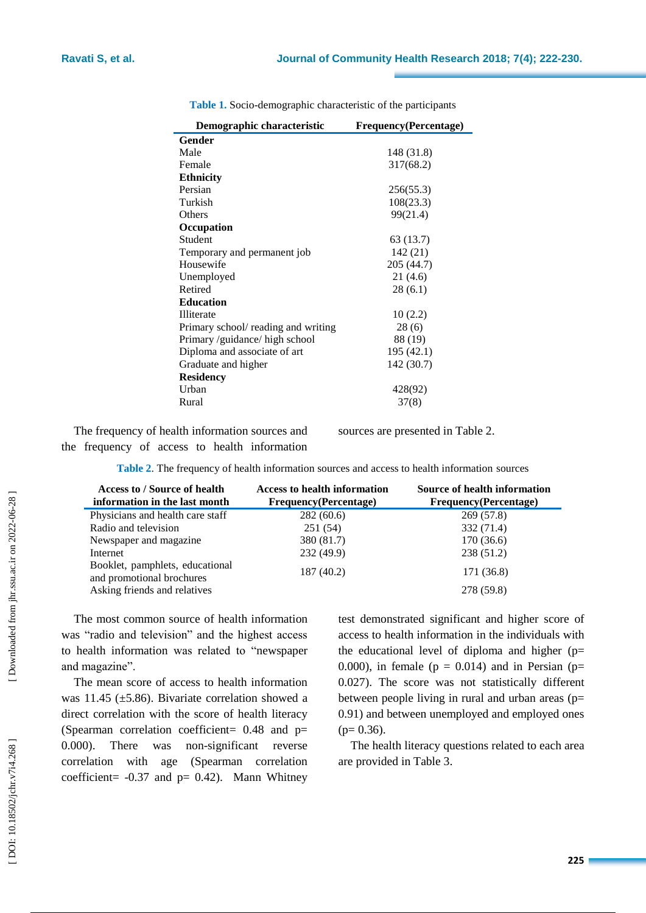**Table 1.** Socio-demographic characteristic of the participants

| Demographic characteristic | Frequency(Percentage) |
|---|---|
| **Gender** | |
| Male | 148 (31.8) |
| Female | 317(68.2) |
| **Ethnicity** | |
| Persian | 256(55.3) |
| Turkish | 108(23.3) |
| Others | 99(21.4) |
| **Occupation** | |
| Student | 63 (13.7) |
| Temporary and permanent job | 142 (21) |
| Housewife | 205 (44.7) |
| Unemployed | 21 (4.6) |
| Retired | 28 (6.1) |
| **Education** | |
| Illiterate | 10 (2.2) |
| Primary school/ reading and writing | 28 (6) |
| Primary /guidance/ high school | 88 (19) |
| Diploma and associate of art | 195 (42.1) |
| Graduate and higher | 142 (30.7) |
| **Residency** | |
| Urban | 428(92) |
| Rural | 37(8) |

The frequency of health information sources and the frequency of access to health information sources are presented in Table 2.

**Table 2**. The frequency of health information sources and access to health information sources

| Access to / Source of health information in the last month | Access to health information Frequency(Percentage) | Source of health information Frequency(Percentage) |
|---|---|---|
| Physicians and health care staff | 282 (60.6) | 269 (57.8) |
| Radio and television | 251 (54) | 332 (71.4) |
| Newspaper and magazine | 380 (81.7) | 170 (36.6) |
| Internet | 232 (49.9) | 238 (51.2) |
| Booklet, pamphlets, educational and promotional brochures | 187 (40.2) | 171 (36.8) |
| Asking friends and relatives | | 278 (59.8) |

The most common source of health information was "radio and television" and the highest access to health information was related to "newspaper and magazine".

The mean score of access to health information was 11.45 (±5.86). Bivariate correlation showed a direct correlation with the score of health literacy (Spearman correlation coefficient= 0.48 and p= 0.000). There was non-significant reverse correlation with age (Spearman correlation coefficient= -0.37 and p= 0.42). Mann Whitney test demonstrated significant and higher score of access to health information in the individuals with the educational level of diploma and higher (p= 0.000), in female (p = 0.014) and in Persian (p= 0.027). The score was not statistically different between people living in rural and urban areas (p= 0.91) and between unemployed and employed ones (p= 0.36).

The health literacy questions related to each area are provided in Table 3.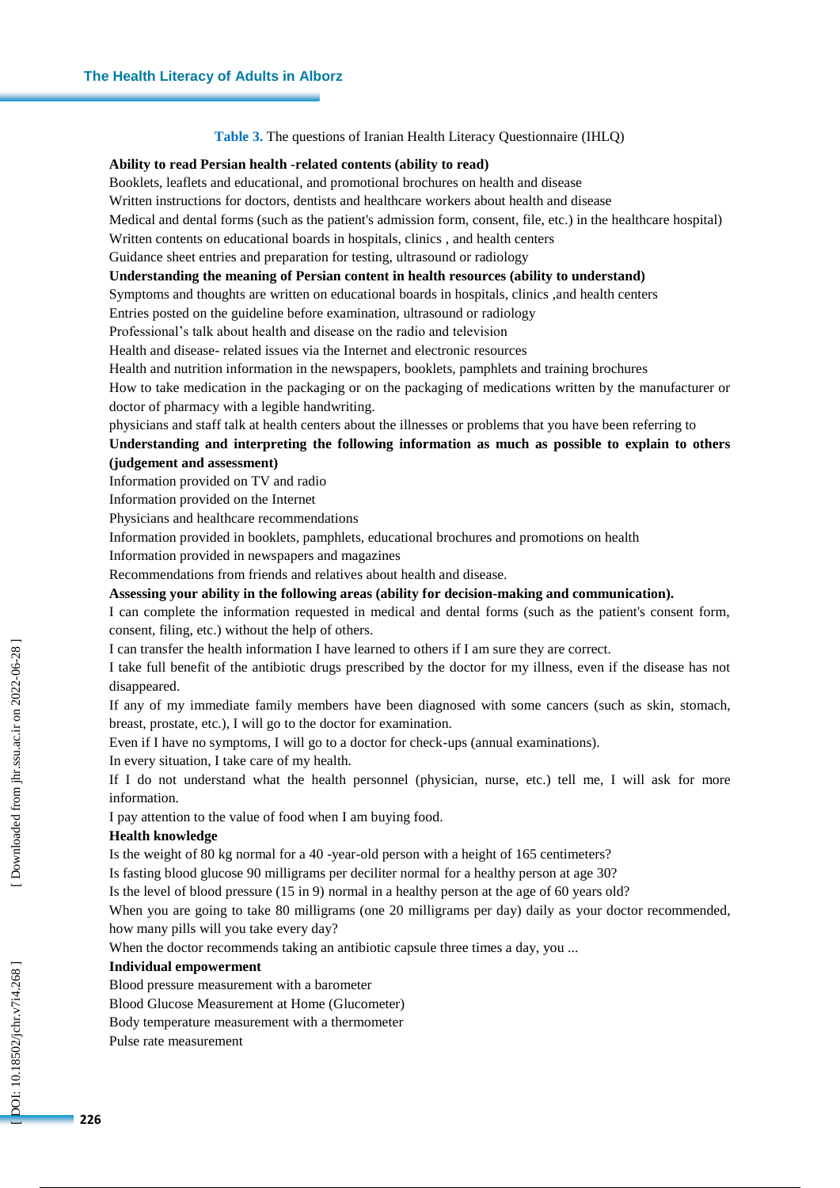**Table 3.** The questions of Iranian Health Literacy Questionnaire (IHLQ)

**Ability to read Persian health -related contents (ability to read)**

Booklets, leaflets and educational, and promotional brochures on health and disease

Written instructions for doctors, dentists and healthcare workers about health and disease

Medical and dental forms (such as the patient's admission form, consent, file, etc.) in the healthcare hospital)

Written contents on educational boards in hospitals, clinics , and health centers

Guidance sheet entries and preparation for testing, ultrasound or radiology

**Understanding the meaning of Persian content in health resources (ability to understand)**

Symptoms and thoughts are written on educational boards in hospitals, clinics ,and health centers

Entries posted on the guideline before examination, ultrasound or radiology

Professional's talk about health and disease on the radio and television

Health and disease- related issues via the Internet and electronic resources

Health and nutrition information in the newspapers, booklets, pamphlets and training brochures

How to take medication in the packaging or on the packaging of medications written by the manufacturer or doctor of pharmacy with a legible handwriting.

physicians and staff talk at health centers about the illnesses or problems that you have been referring to

**Understanding and interpreting the following information as much as possible to explain to others (judgement and assessment)**

Information provided on TV and radio

Information provided on the Internet

Physicians and healthcare recommendations

Information provided in booklets, pamphlets, educational brochures and promotions on health

Information provided in newspapers and magazines

Recommendations from friends and relatives about health and disease.

**Assessing your ability in the following areas (ability for decision-making and communication).**

I can complete the information requested in medical and dental forms (such as the patient's consent form, consent, filing, etc.) without the help of others.

I can transfer the health information I have learned to others if I am sure they are correct.

I take full benefit of the antibiotic drugs prescribed by the doctor for my illness, even if the disease has not disappeared.

If any of my immediate family members have been diagnosed with some cancers (such as skin, stomach, breast, prostate, etc.), I will go to the doctor for examination.

Even if I have no symptoms, I will go to a doctor for check-ups (annual examinations).

In every situation, I take care of my health.

If I do not understand what the health personnel (physician, nurse, etc.) tell me, I will ask for more information.

I pay attention to the value of food when I am buying food.

**Health knowledge**

Is the weight of 80 kg normal for a 40 -year-old person with a height of 165 centimeters?

Is fasting blood glucose 90 milligrams per deciliter normal for a healthy person at age 30?

Is the level of blood pressure (15 in 9) normal in a healthy person at the age of 60 years old?

When you are going to take 80 milligrams (one 20 milligrams per day) daily as your doctor recommended, how many pills will you take every day?

When the doctor recommends taking an antibiotic capsule three times a day, you ...

**Individual empowerment**

Blood pressure measurement with a barometer

Blood Glucose Measurement at Home (Glucometer)

Body temperature measurement with a thermometer

Pulse rate measurement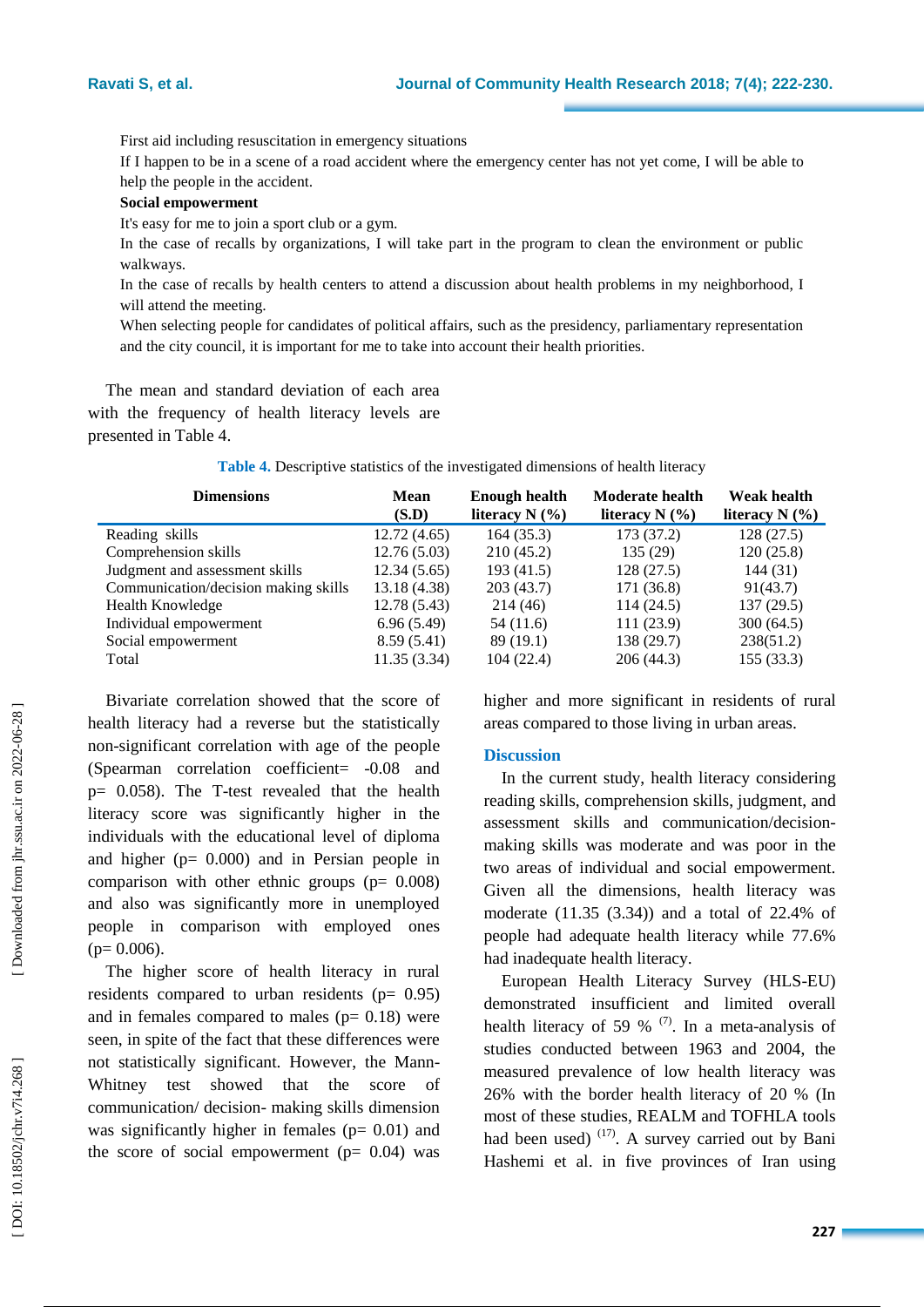First aid including resuscitation in emergency situations

If I happen to be in a scene of a road accident where the emergency center has not yet come, I will be able to help the people in the accident.

**Social empowerment**

It's easy for me to join a sport club or a gym.

In the case of recalls by organizations, I will take part in the program to clean the environment or public walkways.

In the case of recalls by health centers to attend a discussion about health problems in my neighborhood, I will attend the meeting.

When selecting people for candidates of political affairs, such as the presidency, parliamentary representation and the city council, it is important for me to take into account their health priorities.

The mean and standard deviation of each area with the frequency of health literacy levels are presented in Table 4.

**Table 4.** Descriptive statistics of the investigated dimensions of health literacy

| Dimensions | Mean (S.D) | Enough health literacy N (%) | Moderate health literacy N (%) | Weak health literacy N (%) |
|---|---|---|---|---|
| Reading skills | 12.72 (4.65) | 164 (35.3) | 173 (37.2) | 128 (27.5) |
| Comprehension skills | 12.76 (5.03) | 210 (45.2) | 135 (29) | 120 (25.8) |
| Judgment and assessment skills | 12.34 (5.65) | 193 (41.5) | 128 (27.5) | 144 (31) |
| Communication/decision making skills | 13.18 (4.38) | 203 (43.7) | 171 (36.8) | 91(43.7) |
| Health Knowledge | 12.78 (5.43) | 214 (46) | 114 (24.5) | 137 (29.5) |
| Individual empowerment | 6.96 (5.49) | 54 (11.6) | 111 (23.9) | 300 (64.5) |
| Social empowerment | 8.59 (5.41) | 89 (19.1) | 138 (29.7) | 238(51.2) |
| Total | 11.35 (3.34) | 104 (22.4) | 206 (44.3) | 155 (33.3) |

Bivariate correlation showed that the score of health literacy had a reverse but the statistically non-significant correlation with age of the people (Spearman correlation coefficient= -0.08 and p= 0.058). The T-test revealed that the health literacy score was significantly higher in the individuals with the educational level of diploma and higher (p= 0.000) and in Persian people in comparison with other ethnic groups (p= 0.008) and also was significantly more in unemployed people in comparison with employed ones (p= 0.006).

The higher score of health literacy in rural residents compared to urban residents (p= 0.95) and in females compared to males (p= 0.18) were seen, in spite of the fact that these differences were not statistically significant. However, the Mann-Whitney test showed that the score of communication/ decision- making skills dimension was significantly higher in females (p= 0.01) and the score of social empowerment (p= 0.04) was higher and more significant in residents of rural areas compared to those living in urban areas.

## Discussion

In the current study, health literacy considering reading skills, comprehension skills, judgment, and assessment skills and communication/decision-making skills was moderate and was poor in the two areas of individual and social empowerment. Given all the dimensions, health literacy was moderate (11.35 (3.34)) and a total of 22.4% of people had adequate health literacy while 77.6% had inadequate health literacy.

European Health Literacy Survey (HLS-EU) demonstrated insufficient and limited overall health literacy of 59 % [7]. In a meta-analysis of studies conducted between 1963 and 2004, the measured prevalence of low health literacy was 26% with the border health literacy of 20 % (In most of these studies, REALM and TOFHLA tools had been used) [17]. A survey carried out by Bani Hashemi et al. in five provinces of Iran using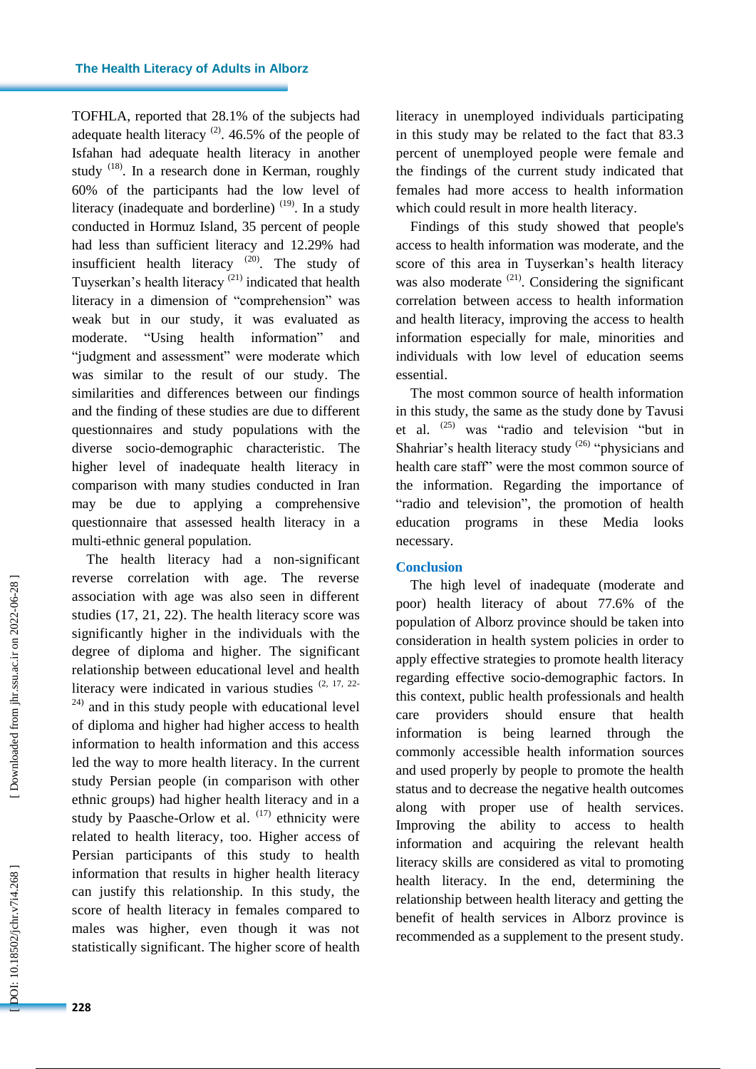TOFHLA, reported that 28.1% of the subjects had adequate health literacy [2]. 46.5% of the people of Isfahan had adequate health literacy in another study [18]. In a research done in Kerman, roughly 60% of the participants had the low level of literacy (inadequate and borderline) [19]. In a study conducted in Hormuz Island, 35 percent of people had less than sufficient literacy and 12.29% had insufficient health literacy [20]. The study of Tuyserkan's health literacy [21] indicated that health literacy in a dimension of "comprehension" was weak but in our study, it was evaluated as moderate. "Using health information" and "judgment and assessment" were moderate which was similar to the result of our study. The similarities and differences between our findings and the finding of these studies are due to different questionnaires and study populations with the diverse socio-demographic characteristic. The higher level of inadequate health literacy in comparison with many studies conducted in Iran may be due to applying a comprehensive questionnaire that assessed health literacy in a multi-ethnic general population.

The health literacy had a non-significant reverse correlation with age. The reverse association with age was also seen in different studies (17, 21, 22). The health literacy score was significantly higher in the individuals with the degree of diploma and higher. The significant relationship between educational level and health literacy were indicated in various studies [2, 17, 22-24] and in this study people with educational level of diploma and higher had higher access to health information to health information and this access led the way to more health literacy. In the current study Persian people (in comparison with other ethnic groups) had higher health literacy and in a study by Paasche-Orlow et al. [17] ethnicity were related to health literacy, too. Higher access of Persian participants of this study to health information that results in higher health literacy can justify this relationship. In this study, the score of health literacy in females compared to males was higher, even though it was not statistically significant. The higher score of health literacy in unemployed individuals participating in this study may be related to the fact that 83.3 percent of unemployed people were female and the findings of the current study indicated that females had more access to health information which could result in more health literacy.

Findings of this study showed that people's access to health information was moderate, and the score of this area in Tuyserkan's health literacy was also moderate [21]. Considering the significant correlation between access to health information and health literacy, improving the access to health information especially for male, minorities and individuals with low level of education seems essential.

The most common source of health information in this study, the same as the study done by Tavusi et al. [25] was "radio and television "but in Shahriar's health literacy study [26] "physicians and health care staff" were the most common source of the information. Regarding the importance of "radio and television", the promotion of health education programs in these Media looks necessary.

## Conclusion

The high level of inadequate (moderate and poor) health literacy of about 77.6% of the population of Alborz province should be taken into consideration in health system policies in order to apply effective strategies to promote health literacy regarding effective socio-demographic factors. In this context, public health professionals and health care providers should ensure that health information is being learned through the commonly accessible health information sources and used properly by people to promote the health status and to decrease the negative health outcomes along with proper use of health services. Improving the ability to access to health information and acquiring the relevant health literacy skills are considered as vital to promoting health literacy. In the end, determining the relationship between health literacy and getting the benefit of health services in Alborz province is recommended as a supplement to the present study.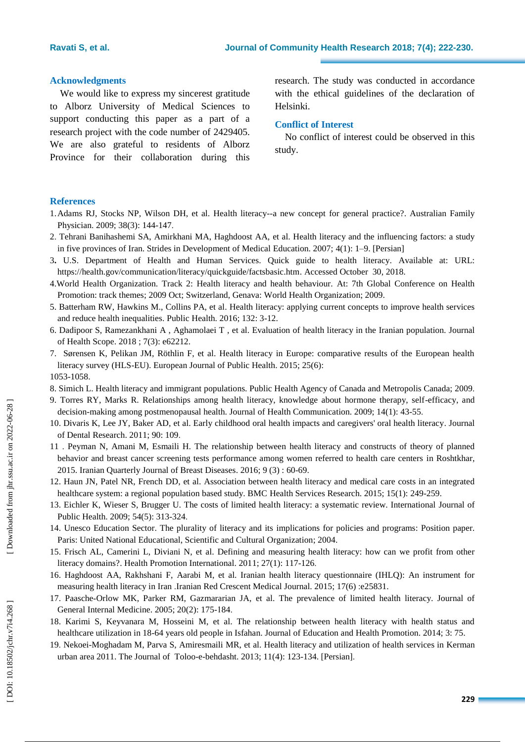## Acknowledgments

We would like to express my sincerest gratitude to Alborz University of Medical Sciences to support conducting this paper as a part of a research project with the code number of 2429405. We are also grateful to residents of Alborz Province for their collaboration during this research. The study was conducted in accordance with the ethical guidelines of the declaration of Helsinki.

## Conflict of Interest

No conflict of interest could be observed in this study.

## References

1. Adams RJ, Stocks NP, Wilson DH, et al. Health literacy--a new concept for general practice?. Australian Family Physician. 2009; 38(3): 144-147.
2. Tehrani Banihashemi SA, Amirkhani MA, Haghdoost AA, et al. Health literacy and the influencing factors: a study in five provinces of Iran. Strides in Development of Medical Education. 2007; 4(1): 1–9. [Persian]
3. U.S. Department of Health and Human Services. Quick guide to health literacy. Available at: URL: https://health.gov/communication/literacy/quickguide/factsbasic.htm. Accessed October 30, 2018.
4. World Health Organization. Track 2: Health literacy and health behaviour. At: 7th Global Conference on Health Promotion: track themes; 2009 Oct; Switzerland, Genava: World Health Organization; 2009.
5. Batterham RW, Hawkins M., Collins PA, et al. Health literacy: applying current concepts to improve health services and reduce health inequalities. Public Health. 2016; 132: 3-12.
6. Dadipoor S, Ramezankhani A , Aghamolaei T , et al. Evaluation of health literacy in the Iranian population. Journal of Health Scope. 2018 ; 7(3): e62212.
7. Sørensen K, Pelikan JM, Röthlin F, et al. Health literacy in Europe: comparative results of the European health literacy survey (HLS-EU). European Journal of Public Health. 2015; 25(6): 1053-1058.
8. Simich L. Health literacy and immigrant populations. Public Health Agency of Canada and Metropolis Canada; 2009.
9. Torres RY, Marks R. Relationships among health literacy, knowledge about hormone therapy, self-efficacy, and decision-making among postmenopausal health. Journal of Health Communication. 2009; 14(1): 43-55.
10. Divaris K, Lee JY, Baker AD, et al. Early childhood oral health impacts and caregivers' oral health literacy. Journal of Dental Research. 2011; 90: 109.
11. Peyman N, Amani M, Esmaili H. The relationship between health literacy and constructs of theory of planned behavior and breast cancer screening tests performance among women referred to health care centers in Roshtkhar, 2015. Iranian Quarterly Journal of Breast Diseases. 2016; 9 (3) : 60-69.
12. Haun JN, Patel NR, French DD, et al. Association between health literacy and medical care costs in an integrated healthcare system: a regional population based study. BMC Health Services Research. 2015; 15(1): 249-259.
13. Eichler K, Wieser S, Brugger U. The costs of limited health literacy: a systematic review. International Journal of Public Health. 2009; 54(5): 313-324.
14. Unesco Education Sector. The plurality of literacy and its implications for policies and programs: Position paper. Paris: United National Educational, Scientific and Cultural Organization; 2004.
15. Frisch AL, Camerini L, Diviani N, et al. Defining and measuring health literacy: how can we profit from other literacy domains?. Health Promotion International. 2011; 27(1): 117-126.
16. Haghdoost AA, Rakhshani F, Aarabi M, et al. Iranian health literacy questionnaire (IHLQ): An instrument for measuring health literacy in Iran .Iranian Red Crescent Medical Journal. 2015; 17(6) :e25831.
17. Paasche-Orlow MK, Parker RM, Gazmararian JA, et al. The prevalence of limited health literacy. Journal of General Internal Medicine. 2005; 20(2): 175-184.
18. Karimi S, Keyvanara M, Hosseini M, et al. The relationship between health literacy with health status and healthcare utilization in 18-64 years old people in Isfahan. Journal of Education and Health Promotion. 2014; 3: 75.
19. Nekoei-Moghadam M, Parva S, Amiresmaili MR, et al. Health literacy and utilization of health services in Kerman urban area 2011. The Journal of Toloo-e-behdasht. 2013; 11(4): 123-134. [Persian].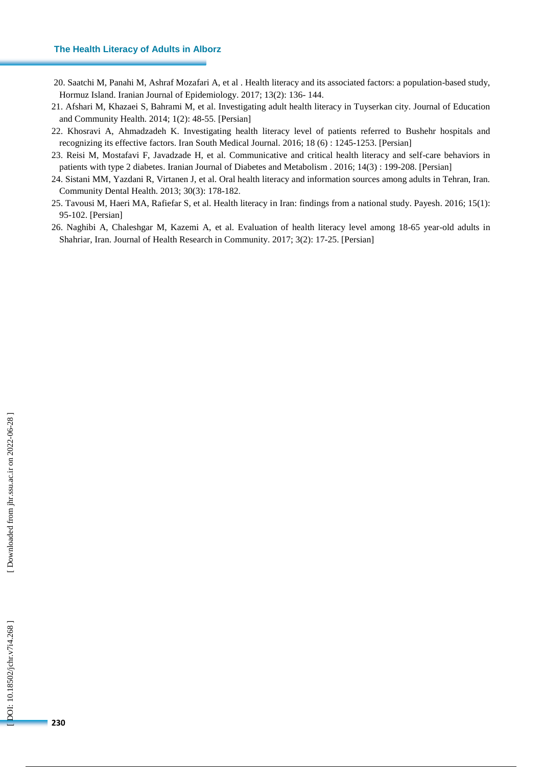20. Saatchi M, Panahi M, Ashraf Mozafari A, et al . Health literacy and its associated factors: a population-based study, Hormuz Island. Iranian Journal of Epidemiology. 2017; 13(2): 136- 144.
21. Afshari M, Khazaei S, Bahrami M, et al. Investigating adult health literacy in Tuyserkan city. Journal of Education and Community Health. 2014; 1(2): 48-55. [Persian]
22. Khosravi A, Ahmadzadeh K. Investigating health literacy level of patients referred to Bushehr hospitals and recognizing its effective factors. Iran South Medical Journal. 2016; 18 (6) : 1245-1253. [Persian]
23. Reisi M, Mostafavi F, Javadzade H, et al. Communicative and critical health literacy and self-care behaviors in patients with type 2 diabetes. Iranian Journal of Diabetes and Metabolism . 2016; 14(3) : 199-208. [Persian]
24. Sistani MM, Yazdani R, Virtanen J, et al. Oral health literacy and information sources among adults in Tehran, Iran. Community Dental Health. 2013; 30(3): 178-182.
25. Tavousi M, Haeri MA, Rafiefar S, et al. Health literacy in Iran: findings from a national study. Payesh. 2016; 15(1): 95-102. [Persian]
26. Naghibi A, Chaleshgar M, Kazemi A, et al. Evaluation of health literacy level among 18-65 year-old adults in Shahriar, Iran. Journal of Health Research in Community. 2017; 3(2): 17-25. [Persian]